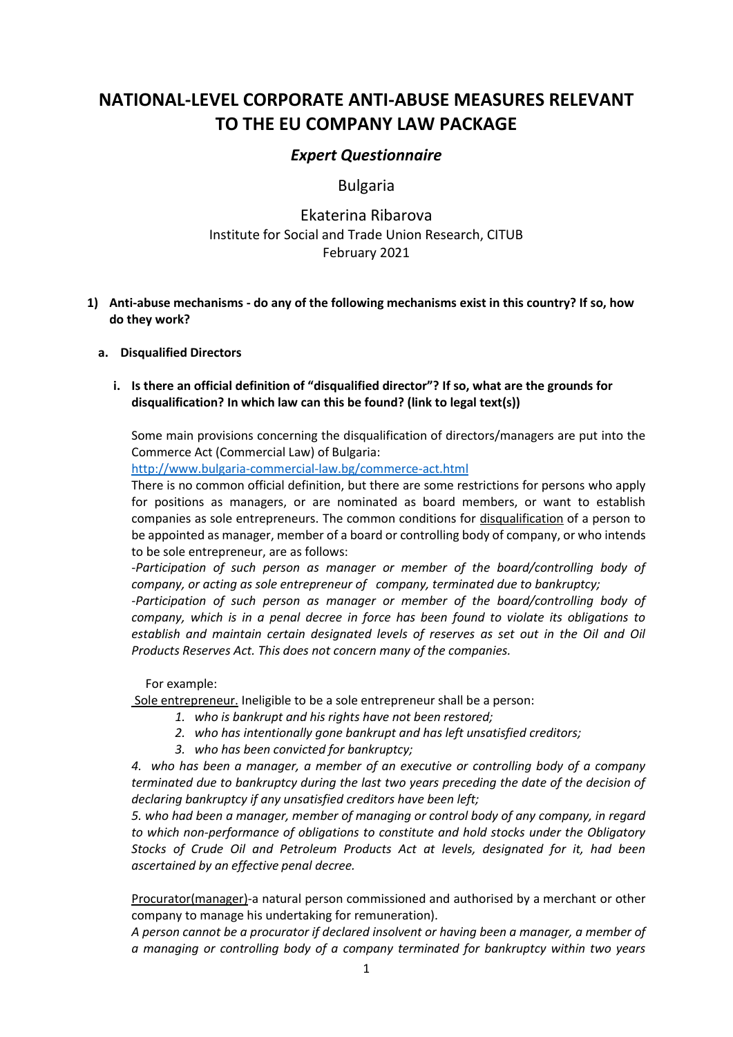# NATIONAL-LEVEL CORPORATE ANTI-ABUSE MEASURES RELEVANT TO THE EU COMPANY LAW PACKAGE

## *Expert Questionnaire*

Bulgaria

Ekaterina Ribarova
Institute for Social and Trade Union Research, CITUB
February 2021

**1) Anti-abuse mechanisms - do any of the following mechanisms exist in this country? If so, how do they work?**

**a. Disqualified Directors**

**i. Is there an official definition of "disqualified director"? If so, what are the grounds for disqualification? In which law can this be found? (link to legal text(s))**

Some main provisions concerning the disqualification of directors/managers are put into the Commerce Act (Commercial Law) of Bulgaria:
http://www.bulgaria-commercial-law.bg/commerce-act.html

There is no common official definition, but there are some restrictions for persons who apply for positions as managers, or are nominated as board members, or want to establish companies as sole entrepreneurs. The common conditions for disqualification of a person to be appointed as manager, member of a board or controlling body of company, or who intends to be sole entrepreneur, are as follows:

*-Participation of such person as manager or member of the board/controlling body of company, or acting as sole entrepreneur of company, terminated due to bankruptcy;*

*-Participation of such person as manager or member of the board/controlling body of company, which is in a penal decree in force has been found to violate its obligations to establish and maintain certain designated levels of reserves as set out in the Oil and Oil Products Reserves Act. This does not concern many of the companies.*

For example:

Sole entrepreneur. Ineligible to be a sole entrepreneur shall be a person:

1. *who is bankrupt and his rights have not been restored;*
2. *who has intentionally gone bankrupt and has left unsatisfied creditors;*
3. *who has been convicted for bankruptcy;*
4. *who has been a manager, a member of an executive or controlling body of a company terminated due to bankruptcy during the last two years preceding the date of the decision of declaring bankruptcy if any unsatisfied creditors have been left;*
5. *who had been a manager, member of managing or control body of any company, in regard to which non-performance of obligations to constitute and hold stocks under the Obligatory Stocks of Crude Oil and Petroleum Products Act at levels, designated for it, had been ascertained by an effective penal decree.*

Procurator(manager)-a natural person commissioned and authorised by a merchant or other company to manage his undertaking for remuneration).

*A person cannot be a procurator if declared insolvent or having been a manager, a member of a managing or controlling body of a company terminated for bankruptcy within two years*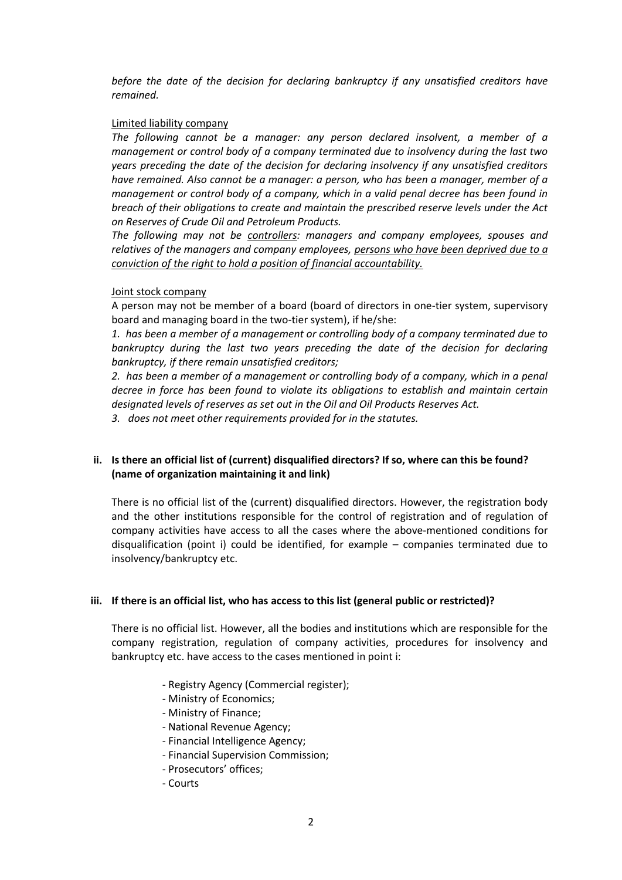*before the date of the decision for declaring bankruptcy if any unsatisfied creditors have remained.*

<u>Limited liability company</u>

*The following cannot be a manager: any person declared insolvent, a member of a management or control body of a company terminated due to insolvency during the last two years preceding the date of the decision for declaring insolvency if any unsatisfied creditors have remained. Also cannot be a manager: a person, who has been a manager, member of a management or control body of a company, which in a valid penal decree has been found in breach of their obligations to create and maintain the prescribed reserve levels under the Act on Reserves of Crude Oil and Petroleum Products.*

*The following may not be <u>controllers</u>: managers and company employees, spouses and relatives of the managers and company employees, <u>persons who have been deprived due to a conviction of the right to hold a position of financial accountability.</u>*

<u>Joint stock company</u>

A person may not be member of a board (board of directors in one-tier system, supervisory board and managing board in the two-tier system), if he/she:

*1. has been a member of a management or controlling body of a company terminated due to bankruptcy during the last two years preceding the date of the decision for declaring bankruptcy, if there remain unsatisfied creditors;*

*2. has been a member of a management or controlling body of a company, which in a penal decree in force has been found to violate its obligations to establish and maintain certain designated levels of reserves as set out in the Oil and Oil Products Reserves Act.*

*3. does not meet other requirements provided for in the statutes.*

**ii. Is there an official list of (current) disqualified directors? If so, where can this be found? (name of organization maintaining it and link)**

There is no official list of the (current) disqualified directors. However, the registration body and the other institutions responsible for the control of registration and of regulation of company activities have access to all the cases where the above-mentioned conditions for disqualification (point i) could be identified, for example – companies terminated due to insolvency/bankruptcy etc.

**iii. If there is an official list, who has access to this list (general public or restricted)?**

There is no official list. However, all the bodies and institutions which are responsible for the company registration, regulation of company activities, procedures for insolvency and bankruptcy etc. have access to the cases mentioned in point i:

- Registry Agency (Commercial register);
- Ministry of Economics;
- Ministry of Finance;
- National Revenue Agency;
- Financial Intelligence Agency;
- Financial Supervision Commission;
- Prosecutors' offices;
- Courts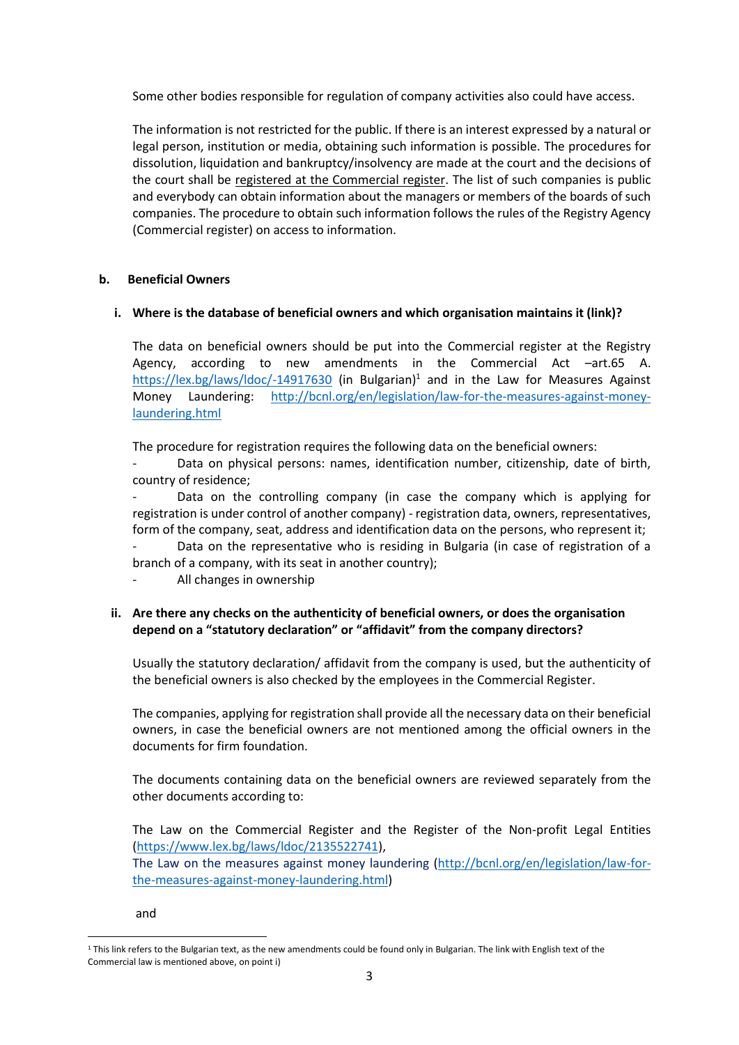Some other bodies responsible for regulation of company activities also could have access.

The information is not restricted for the public. If there is an interest expressed by a natural or legal person, institution or media, obtaining such information is possible. The procedures for dissolution, liquidation and bankruptcy/insolvency are made at the court and the decisions of the court shall be registered at the Commercial register. The list of such companies is public and everybody can obtain information about the managers or members of the boards of such companies. The procedure to obtain such information follows the rules of the Registry Agency (Commercial register) on access to information.

### b. Beneficial Owners

#### i. Where is the database of beneficial owners and which organisation maintains it (link)?

The data on beneficial owners should be put into the Commercial register at the Registry Agency, according to new amendments in the Commercial Act –art.65 A. https://lex.bg/laws/ldoc/-14917630 (in Bulgarian)[1] and in the Law for Measures Against Money Laundering: http://bcnl.org/en/legislation/law-for-the-measures-against-money-laundering.html

The procedure for registration requires the following data on the beneficial owners:

- Data on physical persons: names, identification number, citizenship, date of birth, country of residence;
- Data on the controlling company (in case the company which is applying for registration is under control of another company) - registration data, owners, representatives, form of the company, seat, address and identification data on the persons, who represent it;
- Data on the representative who is residing in Bulgaria (in case of registration of a branch of a company, with its seat in another country);
- All changes in ownership

#### ii. Are there any checks on the authenticity of beneficial owners, or does the organisation depend on a "statutory declaration" or "affidavit" from the company directors?

Usually the statutory declaration/ affidavit from the company is used, but the authenticity of the beneficial owners is also checked by the employees in the Commercial Register.

The companies, applying for registration shall provide all the necessary data on their beneficial owners, in case the beneficial owners are not mentioned among the official owners in the documents for firm foundation.

The documents containing data on the beneficial owners are reviewed separately from the other documents according to:

The Law on the Commercial Register and the Register of the Non-profit Legal Entities (https://www.lex.bg/laws/ldoc/2135522741),
The Law on the measures against money laundering (http://bcnl.org/en/legislation/law-for-the-measures-against-money-laundering.html)

and

---

[1] This link refers to the Bulgarian text, as the new amendments could be found only in Bulgarian. The link with English text of the Commercial law is mentioned above, on point i)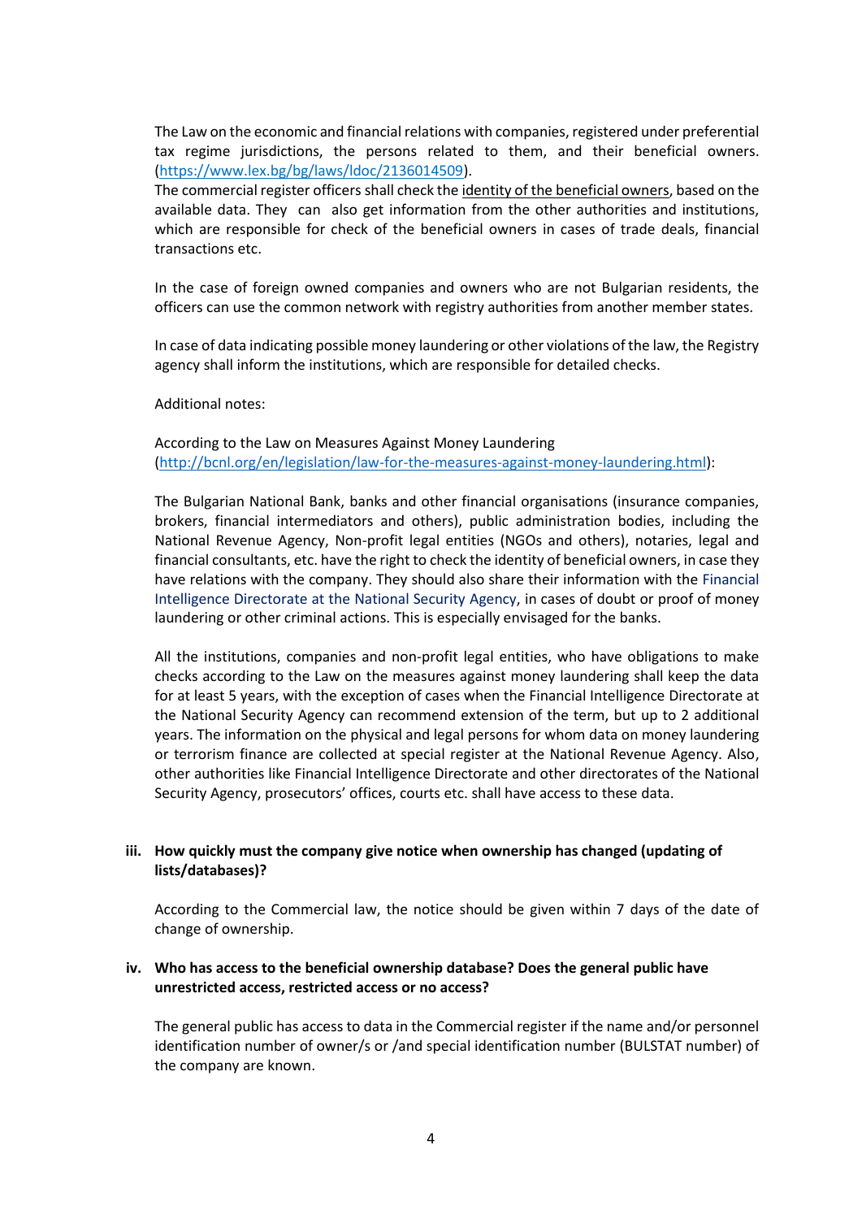The Law on the economic and financial relations with companies, registered under preferential tax regime jurisdictions, the persons related to them, and their beneficial owners. ([https://www.lex.bg/bg/laws/ldoc/2136014509](https://www.lex.bg/bg/laws/ldoc/2136014509)).

The commercial register officers shall check the identity of the beneficial owners, based on the available data. They can also get information from the other authorities and institutions, which are responsible for check of the beneficial owners in cases of trade deals, financial transactions etc.

In the case of foreign owned companies and owners who are not Bulgarian residents, the officers can use the common network with registry authorities from another member states.

In case of data indicating possible money laundering or other violations of the law, the Registry agency shall inform the institutions, which are responsible for detailed checks.

Additional notes:

According to the Law on Measures Against Money Laundering ([http://bcnl.org/en/legislation/law-for-the-measures-against-money-laundering.html](http://bcnl.org/en/legislation/law-for-the-measures-against-money-laundering.html)):

The Bulgarian National Bank, banks and other financial organisations (insurance companies, brokers, financial intermediators and others), public administration bodies, including the National Revenue Agency, Non-profit legal entities (NGOs and others), notaries, legal and financial consultants, etc. have the right to check the identity of beneficial owners, in case they have relations with the company. They should also share their information with the Financial Intelligence Directorate at the National Security Agency, in cases of doubt or proof of money laundering or other criminal actions. This is especially envisaged for the banks.

All the institutions, companies and non-profit legal entities, who have obligations to make checks according to the Law on the measures against money laundering shall keep the data for at least 5 years, with the exception of cases when the Financial Intelligence Directorate at the National Security Agency can recommend extension of the term, but up to 2 additional years. The information on the physical and legal persons for whom data on money laundering or terrorism finance are collected at special register at the National Revenue Agency. Also, other authorities like Financial Intelligence Directorate and other directorates of the National Security Agency, prosecutors' offices, courts etc. shall have access to these data.

**iii. How quickly must the company give notice when ownership has changed (updating of lists/databases)?**

According to the Commercial law, the notice should be given within 7 days of the date of change of ownership.

**iv. Who has access to the beneficial ownership database? Does the general public have unrestricted access, restricted access or no access?**

The general public has access to data in the Commercial register if the name and/or personnel identification number of owner/s or /and special identification number (BULSTAT number) of the company are known.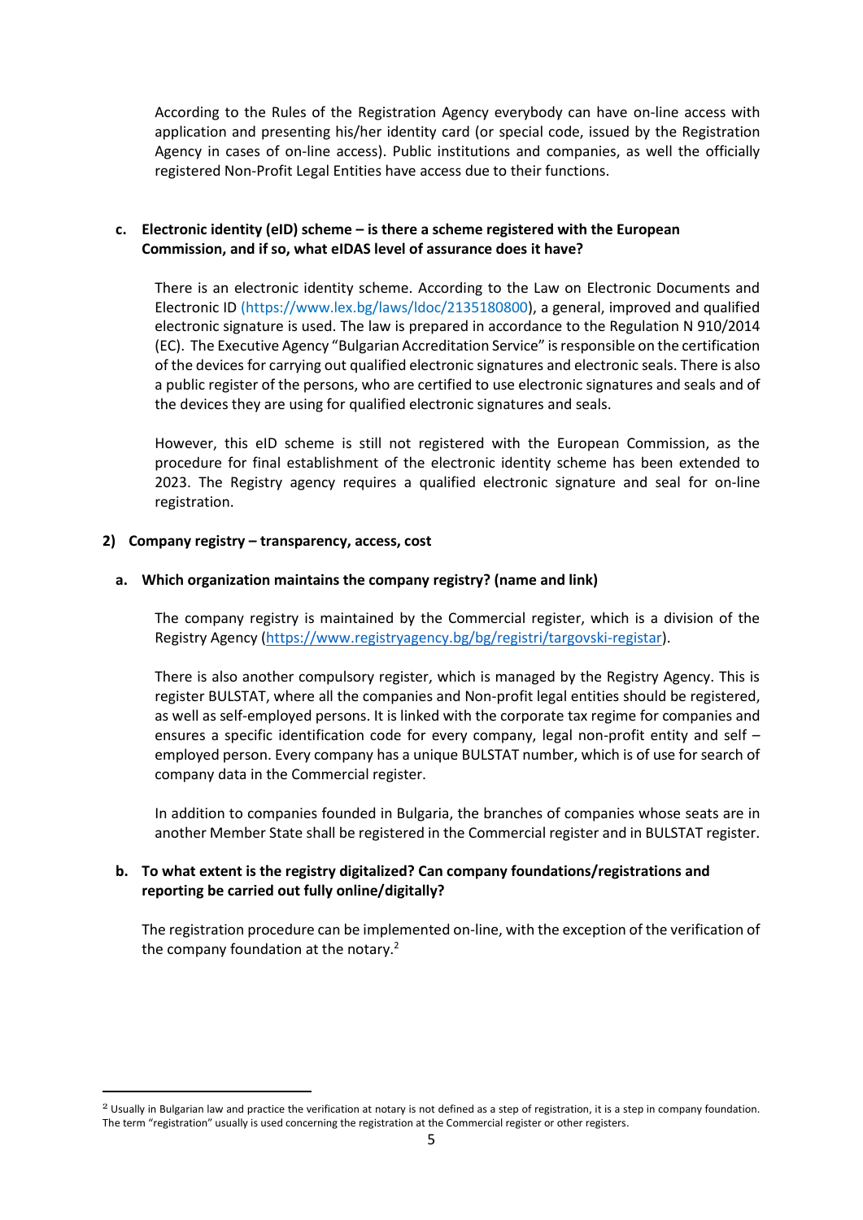According to the Rules of the Registration Agency everybody can have on-line access with application and presenting his/her identity card (or special code, issued by the Registration Agency in cases of on-line access). Public institutions and companies, as well the officially registered Non-Profit Legal Entities have access due to their functions.

**c. Electronic identity (eID) scheme – is there a scheme registered with the European Commission, and if so, what eIDAS level of assurance does it have?**

There is an electronic identity scheme. According to the Law on Electronic Documents and Electronic ID (https://www.lex.bg/laws/ldoc/2135180800), a general, improved and qualified electronic signature is used. The law is prepared in accordance to the Regulation N 910/2014 (EC). The Executive Agency "Bulgarian Accreditation Service" is responsible on the certification of the devices for carrying out qualified electronic signatures and electronic seals. There is also a public register of the persons, who are certified to use electronic signatures and seals and of the devices they are using for qualified electronic signatures and seals.

However, this eID scheme is still not registered with the European Commission, as the procedure for final establishment of the electronic identity scheme has been extended to 2023. The Registry agency requires a qualified electronic signature and seal for on-line registration.

## 2) Company registry – transparency, access, cost

**a. Which organization maintains the company registry? (name and link)**

The company registry is maintained by the Commercial register, which is a division of the Registry Agency (https://www.registryagency.bg/bg/registri/targovski-registar).

There is also another compulsory register, which is managed by the Registry Agency. This is register BULSTAT, where all the companies and Non-profit legal entities should be registered, as well as self-employed persons. It is linked with the corporate tax regime for companies and ensures a specific identification code for every company, legal non-profit entity and self – employed person. Every company has a unique BULSTAT number, which is of use for search of company data in the Commercial register.

In addition to companies founded in Bulgaria, the branches of companies whose seats are in another Member State shall be registered in the Commercial register and in BULSTAT register.

**b. To what extent is the registry digitalized? Can company foundations/registrations and reporting be carried out fully online/digitally?**

The registration procedure can be implemented on-line, with the exception of the verification of the company foundation at the notary.[2]

---

[2] Usually in Bulgarian law and practice the verification at notary is not defined as a step of registration, it is a step in company foundation. The term "registration" usually is used concerning the registration at the Commercial register or other registers.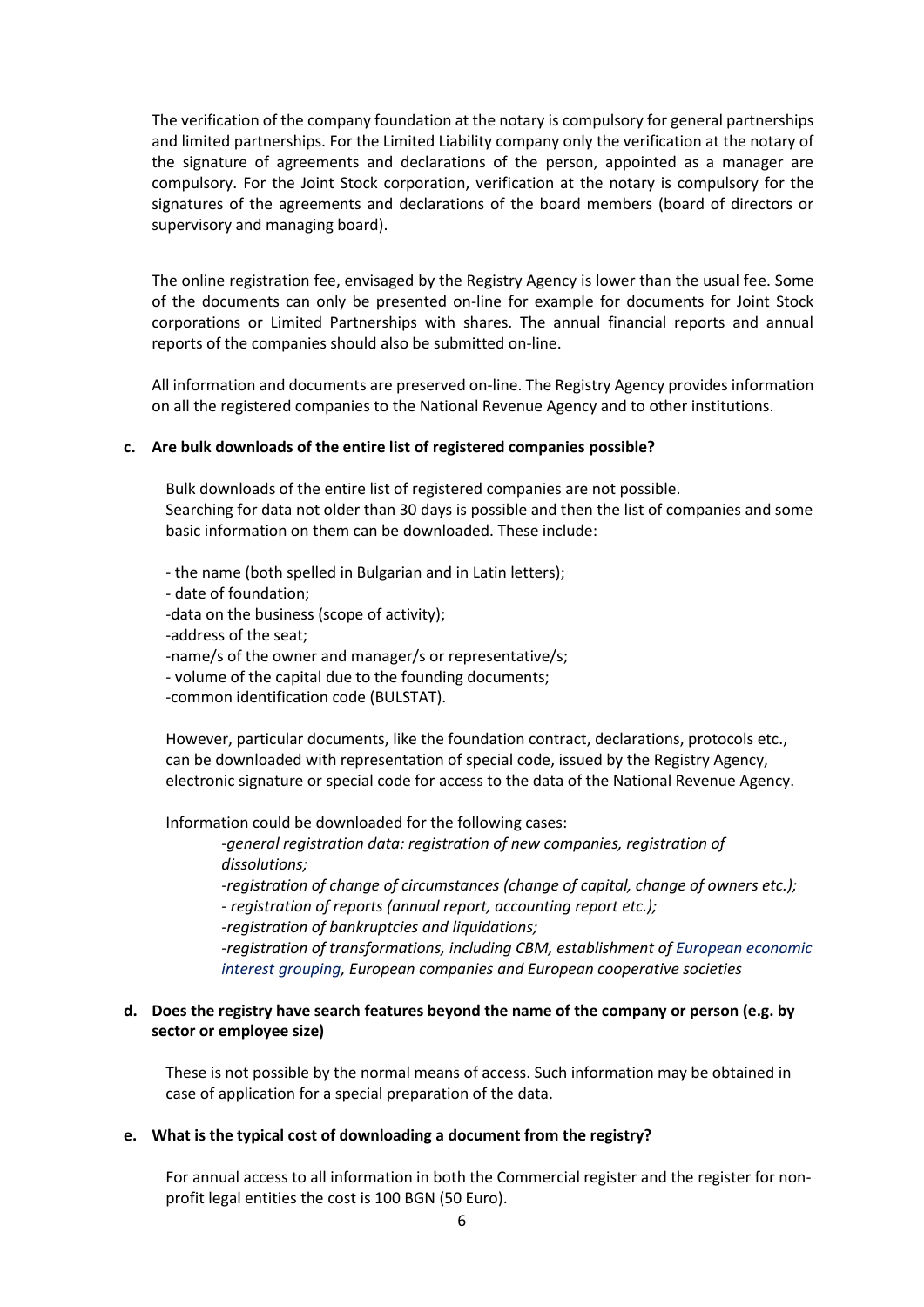The verification of the company foundation at the notary is compulsory for general partnerships and limited partnerships. For the Limited Liability company only the verification at the notary of the signature of agreements and declarations of the person, appointed as a manager are compulsory. For the Joint Stock corporation, verification at the notary is compulsory for the signatures of the agreements and declarations of the board members (board of directors or supervisory and managing board).

The online registration fee, envisaged by the Registry Agency is lower than the usual fee. Some of the documents can only be presented on-line for example for documents for Joint Stock corporations or Limited Partnerships with shares. The annual financial reports and annual reports of the companies should also be submitted on-line.

All information and documents are preserved on-line. The Registry Agency provides information on all the registered companies to the National Revenue Agency and to other institutions.

**c. Are bulk downloads of the entire list of registered companies possible?**

Bulk downloads of the entire list of registered companies are not possible.
Searching for data not older than 30 days is possible and then the list of companies and some basic information on them can be downloaded. These include:

- the name (both spelled in Bulgarian and in Latin letters);
- date of foundation;
- data on the business (scope of activity);
- address of the seat;
- name/s of the owner and manager/s or representative/s;
- volume of the capital due to the founding documents;
- common identification code (BULSTAT).

However, particular documents, like the foundation contract, declarations, protocols etc., can be downloaded with representation of special code, issued by the Registry Agency, electronic signature or special code for access to the data of the National Revenue Agency.

Information could be downloaded for the following cases:

- *general registration data: registration of new companies, registration of dissolutions;*
- *registration of change of circumstances (change of capital, change of owners etc.);*
- *registration of reports (annual report, accounting report etc.);*
- *registration of bankruptcies and liquidations;*
- *registration of transformations, including CBM, establishment of European economic interest grouping, European companies and European cooperative societies*

**d. Does the registry have search features beyond the name of the company or person (e.g. by sector or employee size)**

These is not possible by the normal means of access. Such information may be obtained in case of application for a special preparation of the data.

**e. What is the typical cost of downloading a document from the registry?**

For annual access to all information in both the Commercial register and the register for non-profit legal entities the cost is 100 BGN (50 Euro).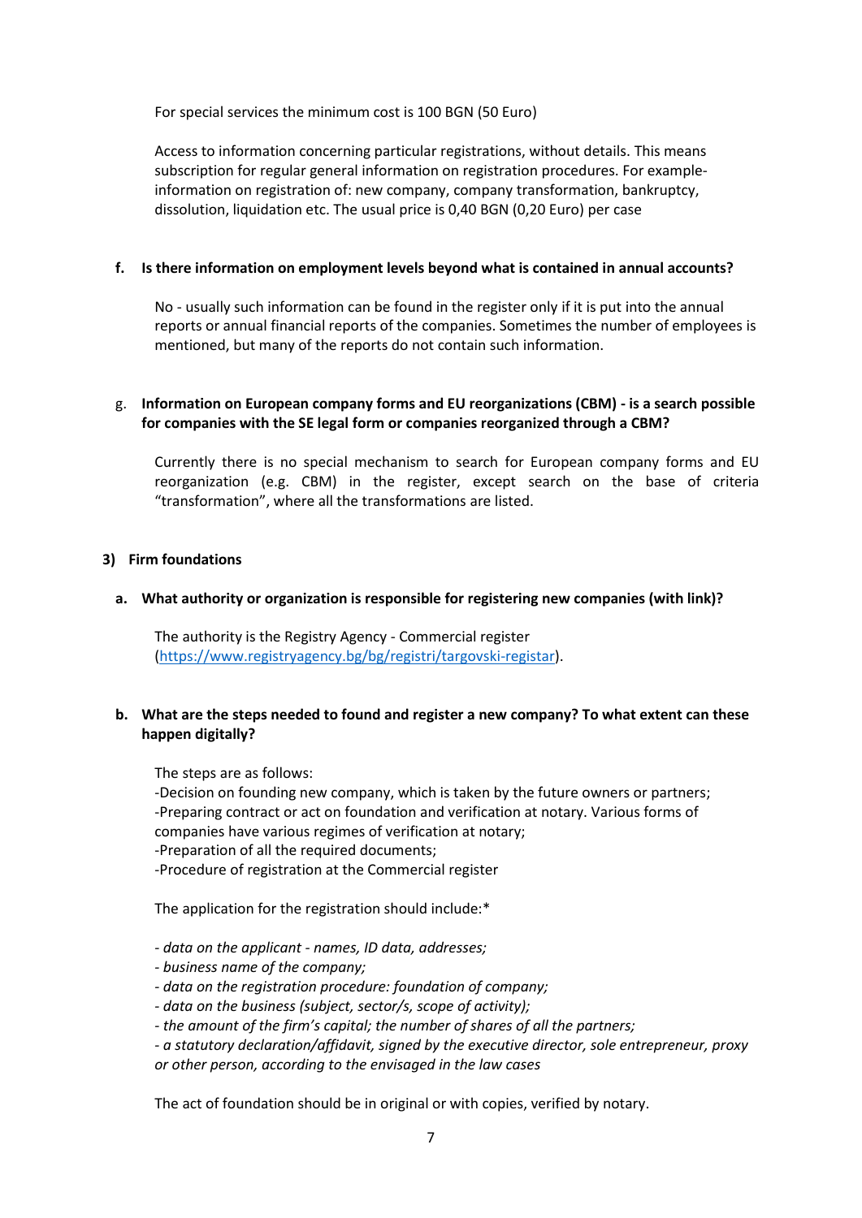For special services the minimum cost is 100 BGN (50 Euro)

Access to information concerning particular registrations, without details. This means subscription for regular general information on registration procedures. For example- information on registration of: new company, company transformation, bankruptcy, dissolution, liquidation etc. The usual price is 0,40 BGN (0,20 Euro) per case

**f. Is there information on employment levels beyond what is contained in annual accounts?**

No - usually such information can be found in the register only if it is put into the annual reports or annual financial reports of the companies. Sometimes the number of employees is mentioned, but many of the reports do not contain such information.

g. **Information on European company forms and EU reorganizations (CBM) - is a search possible for companies with the SE legal form or companies reorganized through a CBM?**

Currently there is no special mechanism to search for European company forms and EU reorganization (e.g. CBM) in the register, except search on the base of criteria "transformation", where all the transformations are listed.

## 3) Firm foundations

**a. What authority or organization is responsible for registering new companies (with link)?**

The authority is the Registry Agency - Commercial register ([https://www.registryagency.bg/bg/registri/targovski-registar](https://www.registryagency.bg/bg/registri/targovski-registar)).

**b. What are the steps needed to found and register a new company? To what extent can these happen digitally?**

The steps are as follows:
-Decision on founding new company, which is taken by the future owners or partners;
-Preparing contract or act on foundation and verification at notary. Various forms of companies have various regimes of verification at notary;
-Preparation of all the required documents;
-Procedure of registration at the Commercial register

The application for the registration should include:*

*- data on the applicant - names, ID data, addresses;*
*- business name of the company;*
*- data on the registration procedure: foundation of company;*
*- data on the business (subject, sector/s, scope of activity);*
*- the amount of the firm's capital; the number of shares of all the partners;*
*- a statutory declaration/affidavit, signed by the executive director, sole entrepreneur, proxy or other person, according to the envisaged in the law cases*

The act of foundation should be in original or with copies, verified by notary.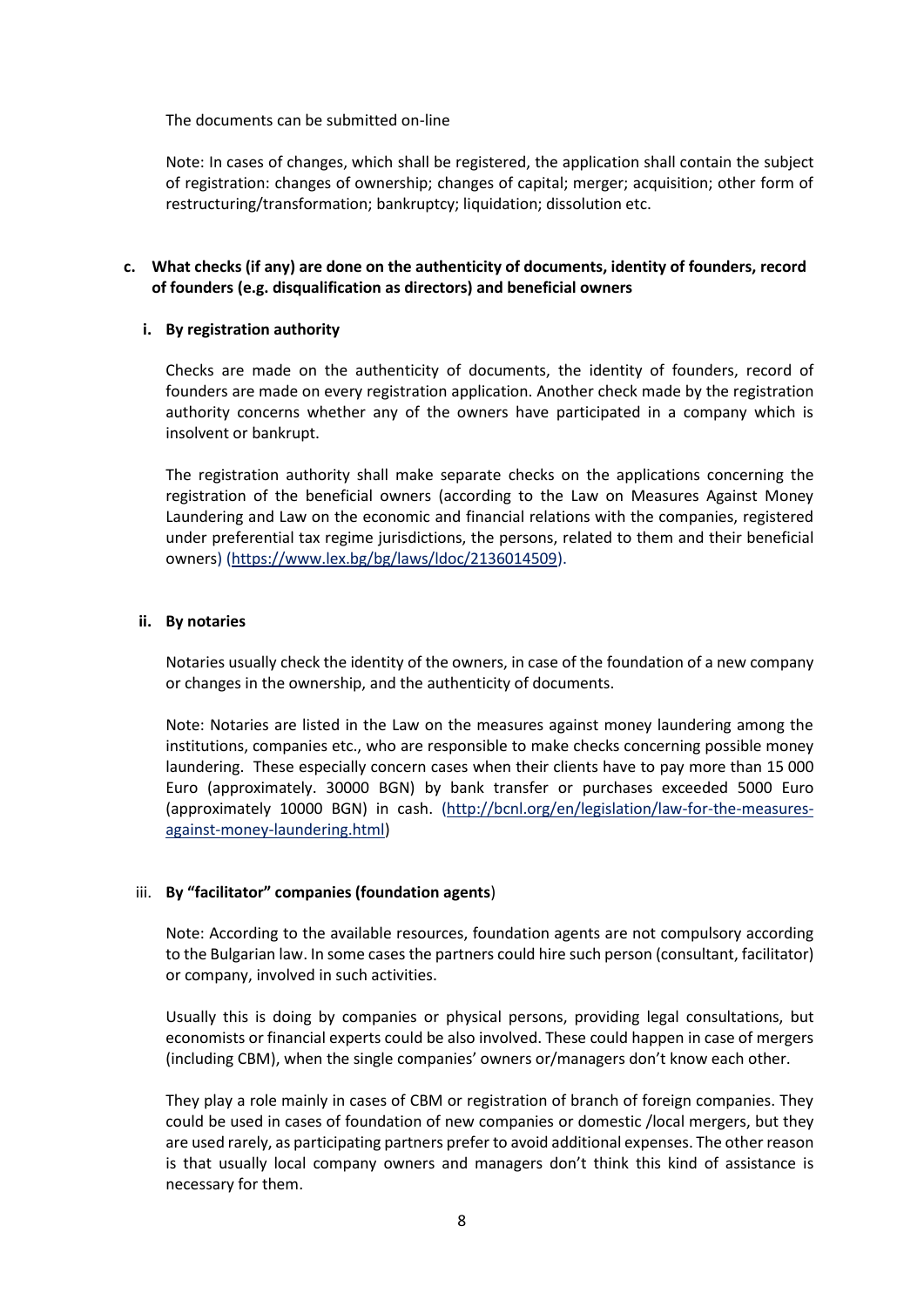The documents can be submitted on-line

Note: In cases of changes, which shall be registered, the application shall contain the subject of registration: changes of ownership; changes of capital; merger; acquisition; other form of restructuring/transformation; bankruptcy; liquidation; dissolution etc.

**c. What checks (if any) are done on the authenticity of documents, identity of founders, record of founders (e.g. disqualification as directors) and beneficial owners**

**i. By registration authority**

Checks are made on the authenticity of documents, the identity of founders, record of founders are made on every registration application. Another check made by the registration authority concerns whether any of the owners have participated in a company which is insolvent or bankrupt.

The registration authority shall make separate checks on the applications concerning the registration of the beneficial owners (according to the Law on Measures Against Money Laundering and Law on the economic and financial relations with the companies, registered under preferential tax regime jurisdictions, the persons, related to them and their beneficial owners) (https://www.lex.bg/bg/laws/ldoc/2136014509).

**ii. By notaries**

Notaries usually check the identity of the owners, in case of the foundation of a new company or changes in the ownership, and the authenticity of documents.

Note: Notaries are listed in the Law on the measures against money laundering among the institutions, companies etc., who are responsible to make checks concerning possible money laundering. These especially concern cases when their clients have to pay more than 15 000 Euro (approximately. 30000 BGN) by bank transfer or purchases exceeded 5000 Euro (approximately 10000 BGN) in cash. (http://bcnl.org/en/legislation/law-for-the-measures-against-money-laundering.html)

iii. **By "facilitator" companies (foundation agents**)

Note: According to the available resources, foundation agents are not compulsory according to the Bulgarian law. In some cases the partners could hire such person (consultant, facilitator) or company, involved in such activities.

Usually this is doing by companies or physical persons, providing legal consultations, but economists or financial experts could be also involved. These could happen in case of mergers (including CBM), when the single companies' owners or/managers don't know each other.

They play a role mainly in cases of CBM or registration of branch of foreign companies. They could be used in cases of foundation of new companies or domestic /local mergers, but they are used rarely, as participating partners prefer to avoid additional expenses. The other reason is that usually local company owners and managers don't think this kind of assistance is necessary for them.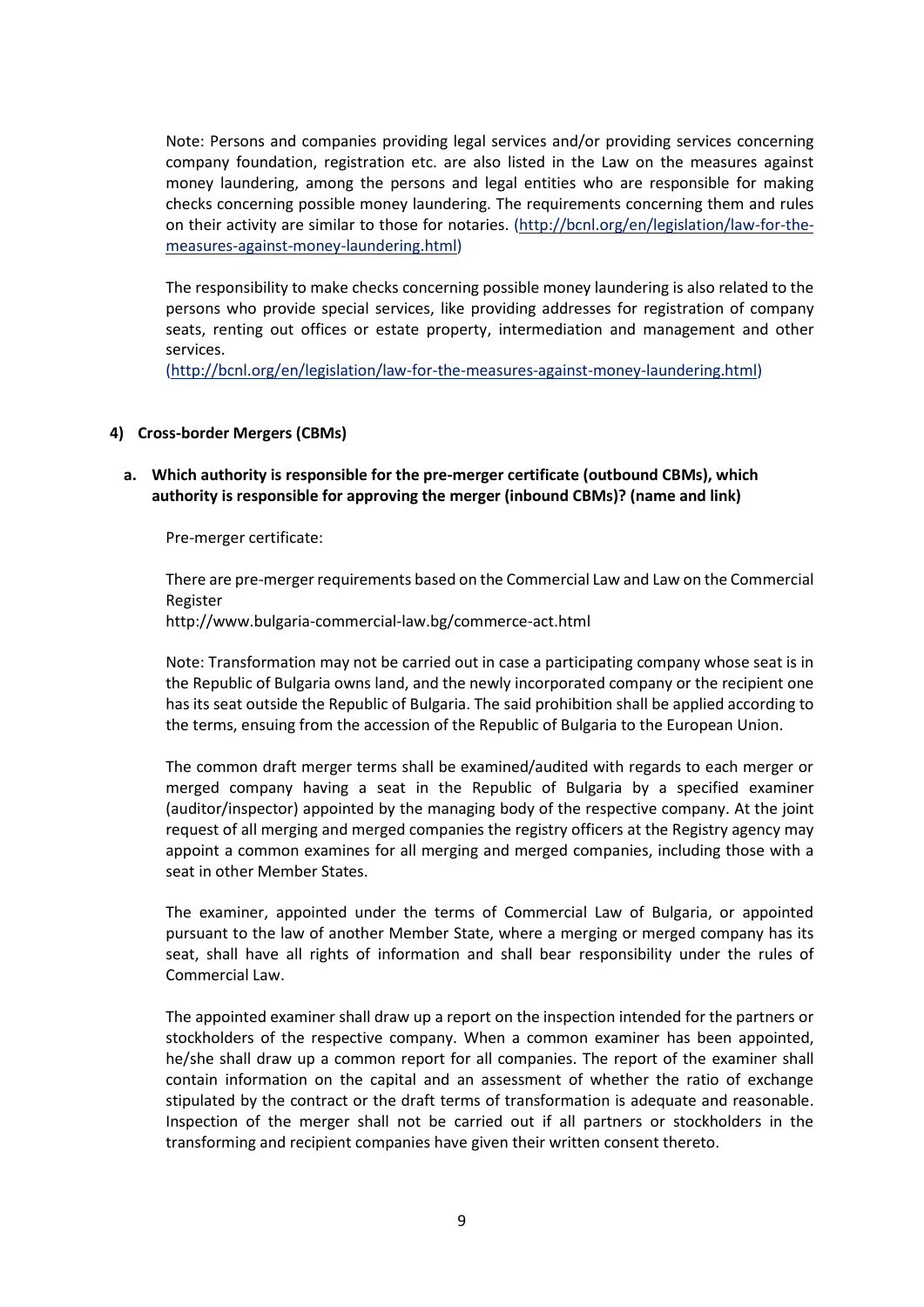Note: Persons and companies providing legal services and/or providing services concerning company foundation, registration etc. are also listed in the Law on the measures against money laundering, among the persons and legal entities who are responsible for making checks concerning possible money laundering. The requirements concerning them and rules on their activity are similar to those for notaries. (http://bcnl.org/en/legislation/law-for-the-measures-against-money-laundering.html)

The responsibility to make checks concerning possible money laundering is also related to the persons who provide special services, like providing addresses for registration of company seats, renting out offices or estate property, intermediation and management and other services.
(http://bcnl.org/en/legislation/law-for-the-measures-against-money-laundering.html)

## 4) Cross-border Mergers (CBMs)

### a. Which authority is responsible for the pre-merger certificate (outbound CBMs), which authority is responsible for approving the merger (inbound CBMs)? (name and link)

Pre-merger certificate:

There are pre-merger requirements based on the Commercial Law and Law on the Commercial Register
http://www.bulgaria-commercial-law.bg/commerce-act.html

Note: Transformation may not be carried out in case a participating company whose seat is in the Republic of Bulgaria owns land, and the newly incorporated company or the recipient one has its seat outside the Republic of Bulgaria. The said prohibition shall be applied according to the terms, ensuing from the accession of the Republic of Bulgaria to the European Union.

The common draft merger terms shall be examined/audited with regards to each merger or merged company having a seat in the Republic of Bulgaria by a specified examiner (auditor/inspector) appointed by the managing body of the respective company. At the joint request of all merging and merged companies the registry officers at the Registry agency may appoint a common examines for all merging and merged companies, including those with a seat in other Member States.

The examiner, appointed under the terms of Commercial Law of Bulgaria, or appointed pursuant to the law of another Member State, where a merging or merged company has its seat, shall have all rights of information and shall bear responsibility under the rules of Commercial Law.

The appointed examiner shall draw up a report on the inspection intended for the partners or stockholders of the respective company. When a common examiner has been appointed, he/she shall draw up a common report for all companies. The report of the examiner shall contain information on the capital and an assessment of whether the ratio of exchange stipulated by the contract or the draft terms of transformation is adequate and reasonable. Inspection of the merger shall not be carried out if all partners or stockholders in the transforming and recipient companies have given their written consent thereto.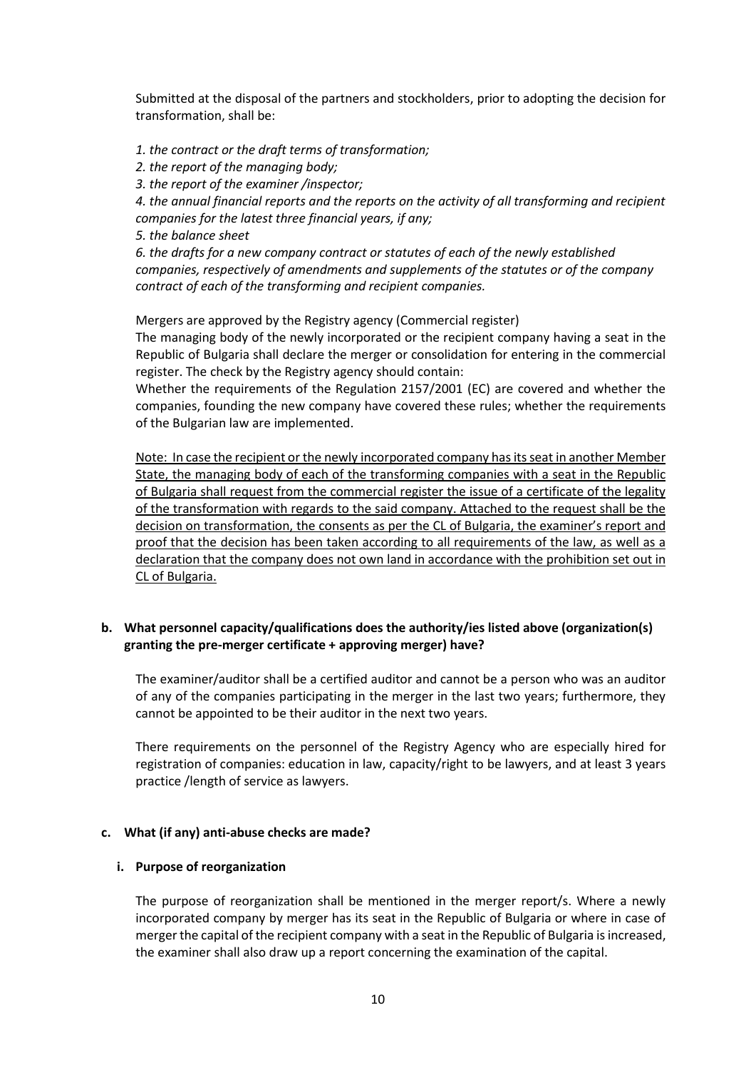Submitted at the disposal of the partners and stockholders, prior to adopting the decision for transformation, shall be:

*1. the contract or the draft terms of transformation;*
*2. the report of the managing body;*
*3. the report of the examiner /inspector;*
*4. the annual financial reports and the reports on the activity of all transforming and recipient companies for the latest three financial years, if any;*
*5. the balance sheet*
*6. the drafts for a new company contract or statutes of each of the newly established companies, respectively of amendments and supplements of the statutes or of the company contract of each of the transforming and recipient companies.*

Mergers are approved by the Registry agency (Commercial register)
The managing body of the newly incorporated or the recipient company having a seat in the Republic of Bulgaria shall declare the merger or consolidation for entering in the commercial register. The check by the Registry agency should contain:
Whether the requirements of the Regulation 2157/2001 (EC) are covered and whether the companies, founding the new company have covered these rules; whether the requirements of the Bulgarian law are implemented.

<u>Note: In case the recipient or the newly incorporated company has its seat in another Member State, the managing body of each of the transforming companies with a seat in the Republic of Bulgaria shall request from the commercial register the issue of a certificate of the legality of the transformation with regards to the said company. Attached to the request shall be the decision on transformation, the consents as per the CL of Bulgaria, the examiner's report and proof that the decision has been taken according to all requirements of the law, as well as a declaration that the company does not own land in accordance with the prohibition set out in CL of Bulgaria.</u>

**b. What personnel capacity/qualifications does the authority/ies listed above (organization(s) granting the pre-merger certificate + approving merger) have?**

The examiner/auditor shall be a certified auditor and cannot be a person who was an auditor of any of the companies participating in the merger in the last two years; furthermore, they cannot be appointed to be their auditor in the next two years.

There requirements on the personnel of the Registry Agency who are especially hired for registration of companies: education in law, capacity/right to be lawyers, and at least 3 years practice /length of service as lawyers.

**c. What (if any) anti-abuse checks are made?**

**i. Purpose of reorganization**

The purpose of reorganization shall be mentioned in the merger report/s. Where a newly incorporated company by merger has its seat in the Republic of Bulgaria or where in case of merger the capital of the recipient company with a seat in the Republic of Bulgaria is increased, the examiner shall also draw up a report concerning the examination of the capital.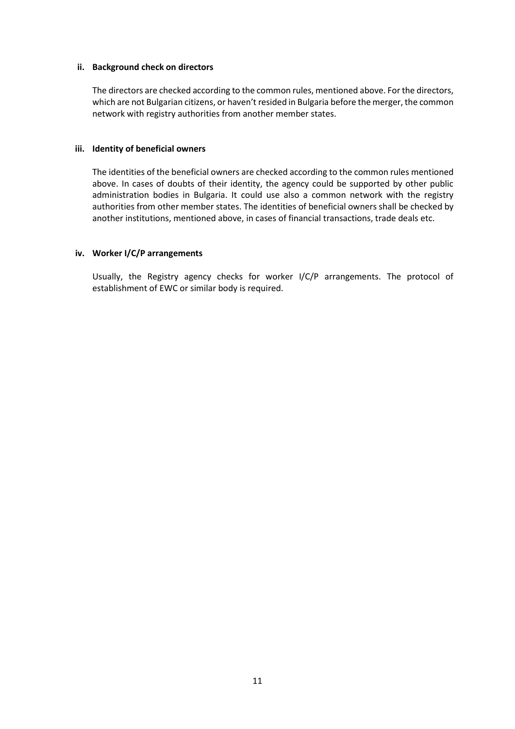#### ii. Background check on directors

The directors are checked according to the common rules, mentioned above. For the directors, which are not Bulgarian citizens, or haven't resided in Bulgaria before the merger, the common network with registry authorities from another member states.

#### iii. Identity of beneficial owners

The identities of the beneficial owners are checked according to the common rules mentioned above. In cases of doubts of their identity, the agency could be supported by other public administration bodies in Bulgaria. It could use also a common network with the registry authorities from other member states. The identities of beneficial owners shall be checked by another institutions, mentioned above, in cases of financial transactions, trade deals etc.

#### iv. Worker I/C/P arrangements

Usually, the Registry agency checks for worker I/C/P arrangements. The protocol of establishment of EWC or similar body is required.